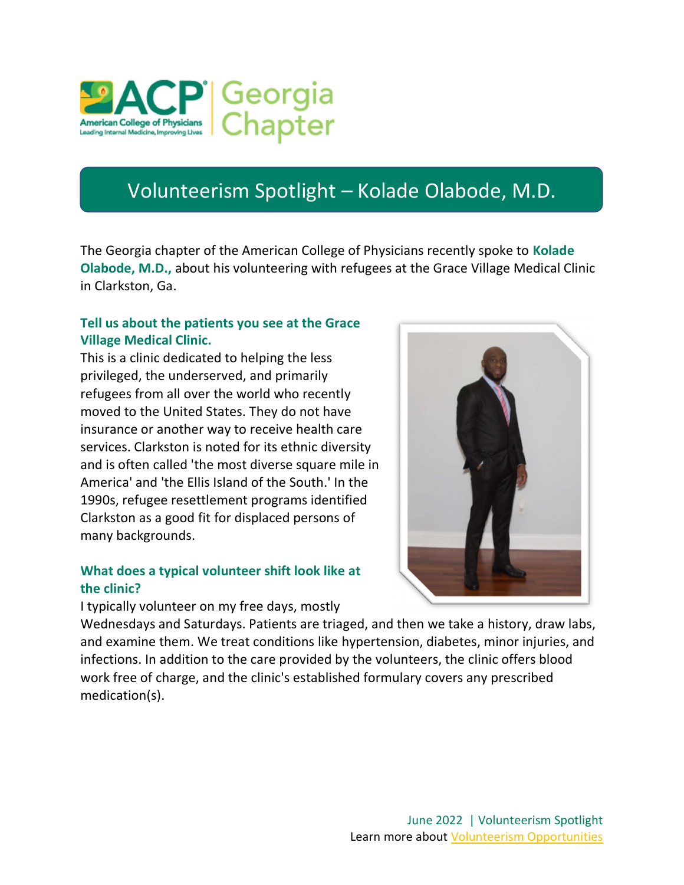# Volunteerism Spotlight – Kolade Olabode, M.D.

The Georgia chapter of the American College of Physicians recently spoke to **Kolade Olabode, M.D.,** about his volunteering with refugees at the Grace Village Medical Clinic in Clarkston, Ga.

### Tell us about the patients you see at the Grace Village Medical Clinic.

This is a clinic dedicated to helping the less privileged, the underserved, and primarily refugees from all over the world who recently moved to the United States. They do not have insurance or another way to receive health care services. Clarkston is noted for its ethnic diversity and is often called 'the most diverse square mile in America' and 'the Ellis Island of the South.' In the 1990s, refugee resettlement programs identified Clarkston as a good fit for displaced persons of many backgrounds.

### What does a typical volunteer shift look like at the clinic?

I typically volunteer on my free days, mostly Wednesdays and Saturdays. Patients are triaged, and then we take a history, draw labs, and examine them. We treat conditions like hypertension, diabetes, minor injuries, and infections. In addition to the care provided by the volunteers, the clinic offers blood work free of charge, and the clinic's established formulary covers any prescribed medication(s).

June 2022 | Volunteerism Spotlight
Learn more about Volunteerism Opportunities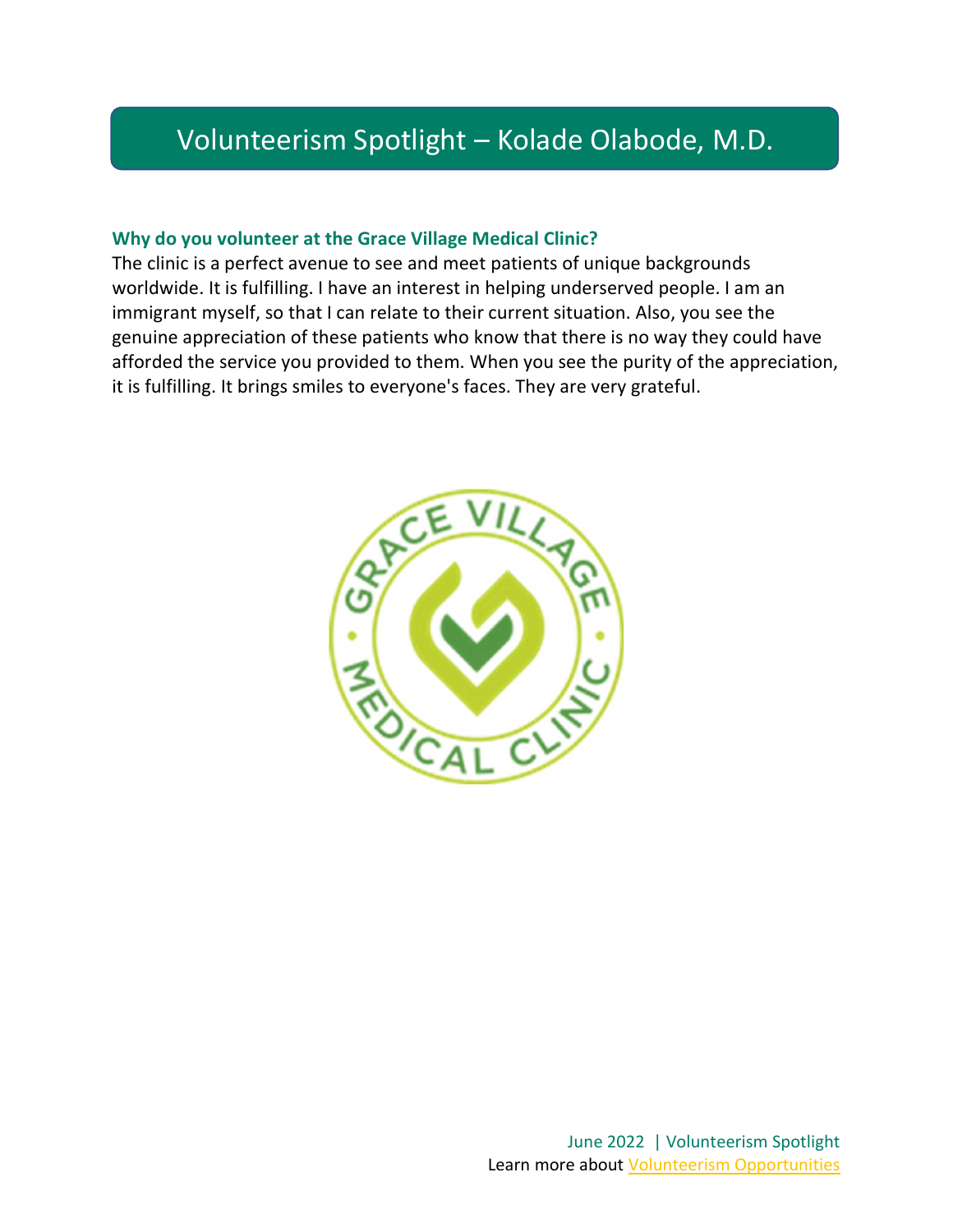# Volunteerism Spotlight – Kolade Olabode, M.D.

**Why do you volunteer at the Grace Village Medical Clinic?**

The clinic is a perfect avenue to see and meet patients of unique backgrounds worldwide. It is fulfilling. I have an interest in helping underserved people. I am an immigrant myself, so that I can relate to their current situation. Also, you see the genuine appreciation of these patients who know that there is no way they could have afforded the service you provided to them. When you see the purity of the appreciation, it is fulfilling. It brings smiles to everyone's faces. They are very grateful.

June 2022 | Volunteerism Spotlight

Learn more about Volunteerism Opportunities